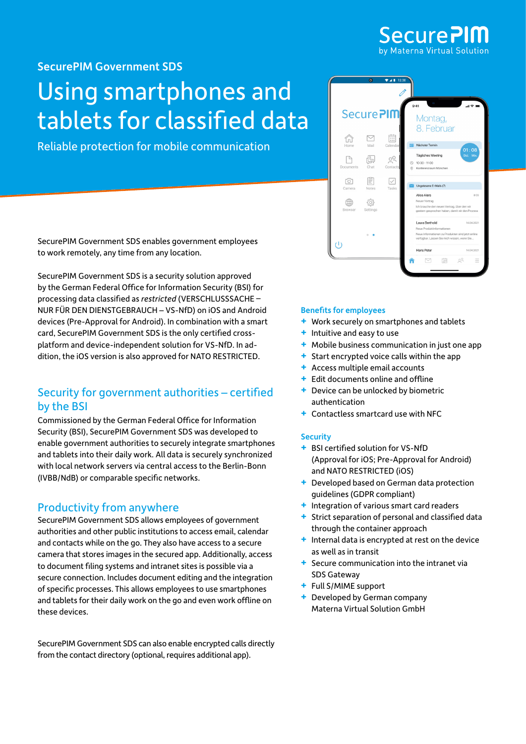SecurePIM Government SDS

# Using smartphones and tablets for classified data

Reliable protection for mobile communication

SecurePIM Government SDS enables government employees to work remotely, any time from any location.

SecurePIM Government SDS is a security solution approved by the German Federal Office for Information Security (BSI) for processing data classified as *restricted* (VERSCHLUSSSACHE – NUR FÜR DEN DIENSTGEBRAUCH – VS-NfD) on iOS and Android devices (Pre-Approval for Android). In combination with a smart card, SecurePIM Government SDS is the only certified cross-platform and device-independent solution for VS-NfD. In addition, the iOS version is also approved for NATO RESTRICTED.

## Security for government authorities – certified by the BSI

Commissioned by the German Federal Office for Information Security (BSI), SecurePIM Government SDS was developed to enable government authorities to securely integrate smartphones and tablets into their daily work. All data is securely synchronized with local network servers via central access to the Berlin-Bonn (IVBB/NdB) or comparable specific networks.

## Productivity from anywhere

SecurePIM Government SDS allows employees of government authorities and other public institutions to access email, calendar and contacts while on the go. They also have access to a secure camera that stores images in the secured app. Additionally, access to document filing systems and intranet sites is possible via a secure connection. Includes document editing and the integration of specific processes. This allows employees to use smartphones and tablets for their daily work on the go and even work offline on these devices.

SecurePIM Government SDS can also enable encrypted calls directly from the contact directory (optional, requires additional app).

### Benefits for employees

- Work securely on smartphones and tablets
- Intuitive and easy to use
- Mobile business communication in just one app
- Start encrypted voice calls within the app
- Access multiple email accounts
- Edit documents online and offline
- Device can be unlocked by biometric authentication
- Contactless smartcard use with NFC

### Security

- BSI certified solution for VS-NfD (Approval for iOS; Pre-Approval for Android) and NATO RESTRICTED (iOS)
- Developed based on German data protection guidelines (GDPR compliant)
- Integration of various smart card readers
- Strict separation of personal and classified data through the container approach
- Internal data is encrypted at rest on the device as well as in transit
- Secure communication into the intranet via SDS Gateway
- Full S/MIME support
- Developed by German company Materna Virtual Solution GmbH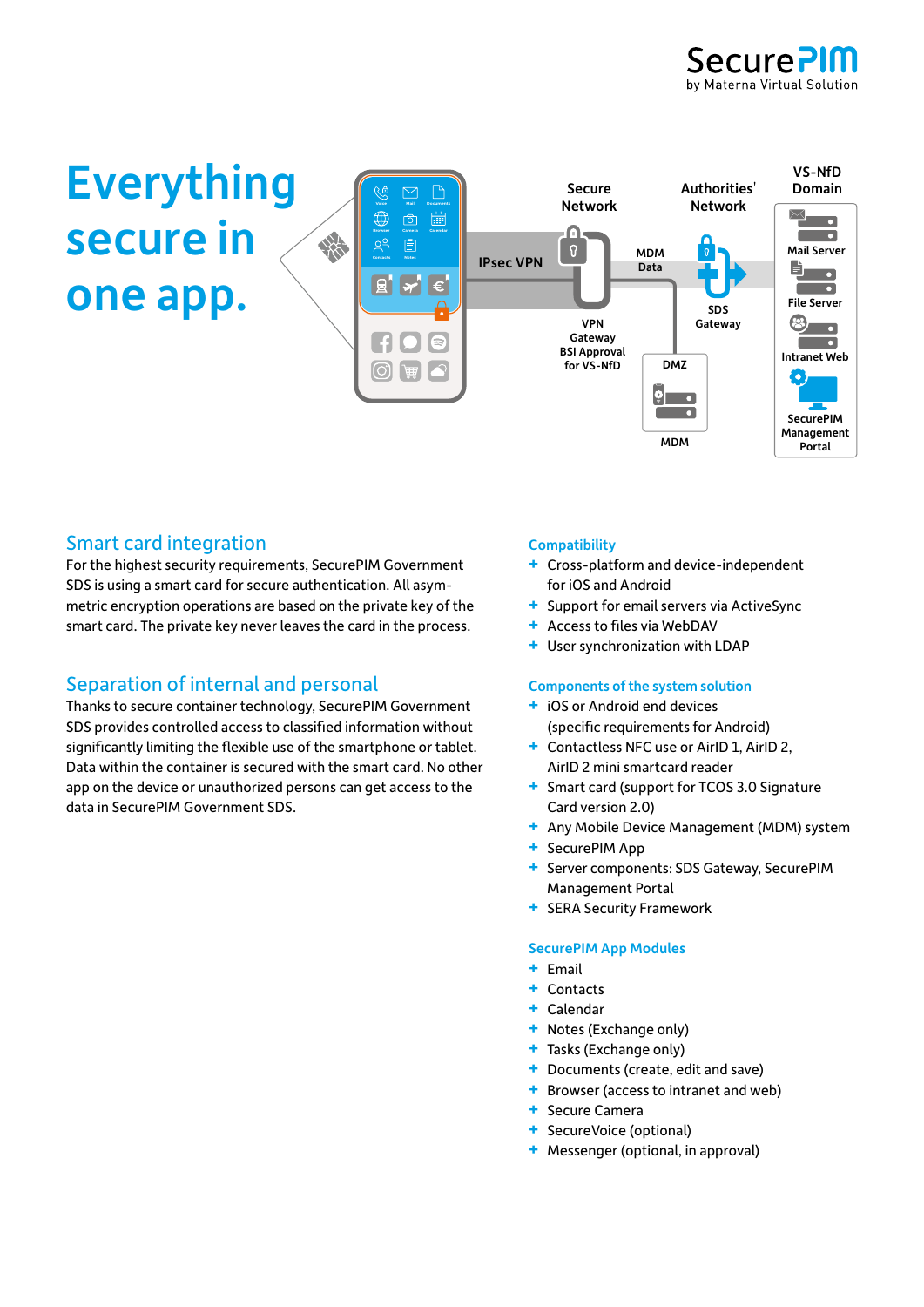# Everything secure in one app.

IPsec VPN

Secure Network

VPN Gateway BSI Approval for VS-NfD

MDM Data

Authorities' Network

SDS Gateway

DMZ

MDM

VS-NfD Domain

Mail Server

File Server

Intranet Web

SecurePIM Management Portal

## Smart card integration

For the highest security requirements, SecurePIM Government SDS is using a smart card for secure authentication. All asymmetric encryption operations are based on the private key of the smart card. The private key never leaves the card in the process.

## Separation of internal and personal

Thanks to secure container technology, SecurePIM Government SDS provides controlled access to classified information without significantly limiting the flexible use of the smartphone or tablet. Data within the container is secured with the smart card. No other app on the device or unauthorized persons can get access to the data in SecurePIM Government SDS.

### Compatibility

- Cross-platform and device-independent for iOS and Android
- Support for email servers via ActiveSync
- Access to files via WebDAV
- User synchronization with LDAP

### Components of the system solution

- iOS or Android end devices (specific requirements for Android)
- Contactless NFC use or AirID 1, AirID 2, AirID 2 mini smartcard reader
- Smart card (support for TCOS 3.0 Signature Card version 2.0)
- Any Mobile Device Management (MDM) system
- SecurePIM App
- Server components: SDS Gateway, SecurePIM Management Portal
- SERA Security Framework

### SecurePIM App Modules

- Email
- Contacts
- Calendar
- Notes (Exchange only)
- Tasks (Exchange only)
- Documents (create, edit and save)
- Browser (access to intranet and web)
- Secure Camera
- SecureVoice (optional)
- Messenger (optional, in approval)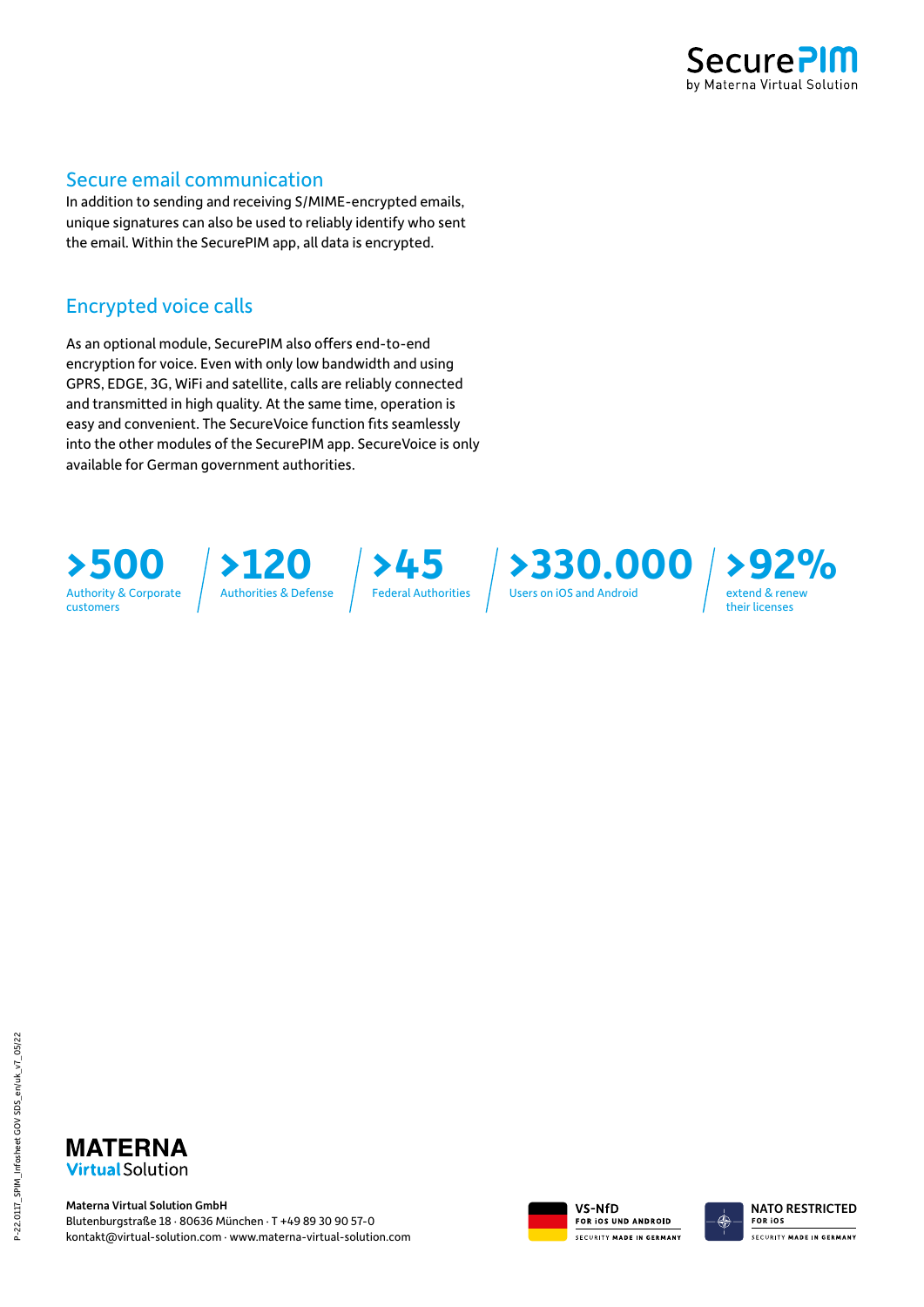## Secure email communication

In addition to sending and receiving S/MIME-encrypted emails, unique signatures can also be used to reliably identify who sent the email. Within the SecurePIM app, all data is encrypted.

## Encrypted voice calls

As an optional module, SecurePIM also offers end-to-end encryption for voice. Even with only low bandwidth and using GPRS, EDGE, 3G, WiFi and satellite, calls are reliably connected and transmitted in high quality. At the same time, operation is easy and convenient. The SecureVoice function fits seamlessly into the other modules of the SecurePIM app. SecureVoice is only available for German government authorities.

**>500**
Authority & Corporate customers

**>120**
Authorities & Defense

**>45**
Federal Authorities

**>330.000**
Users on iOS and Android

**>92%**
extend & renew their licenses

**MATERNA**
**Virtual** Solution

**Materna Virtual Solution GmbH**
Blutenburgstraße 18 · 80636 München · T +49 89 30 90 57-0
kontakt@virtual-solution.com · www.materna-virtual-solution.com

VS-NfD
FOR iOS UND ANDROID
SECURITY MADE IN GERMANY

NATO RESTRICTED
FOR iOS
SECURITY MADE IN GERMANY

P-22.011T_SPIM_Infosheet GOV SDS_en/uk_v7_05/22